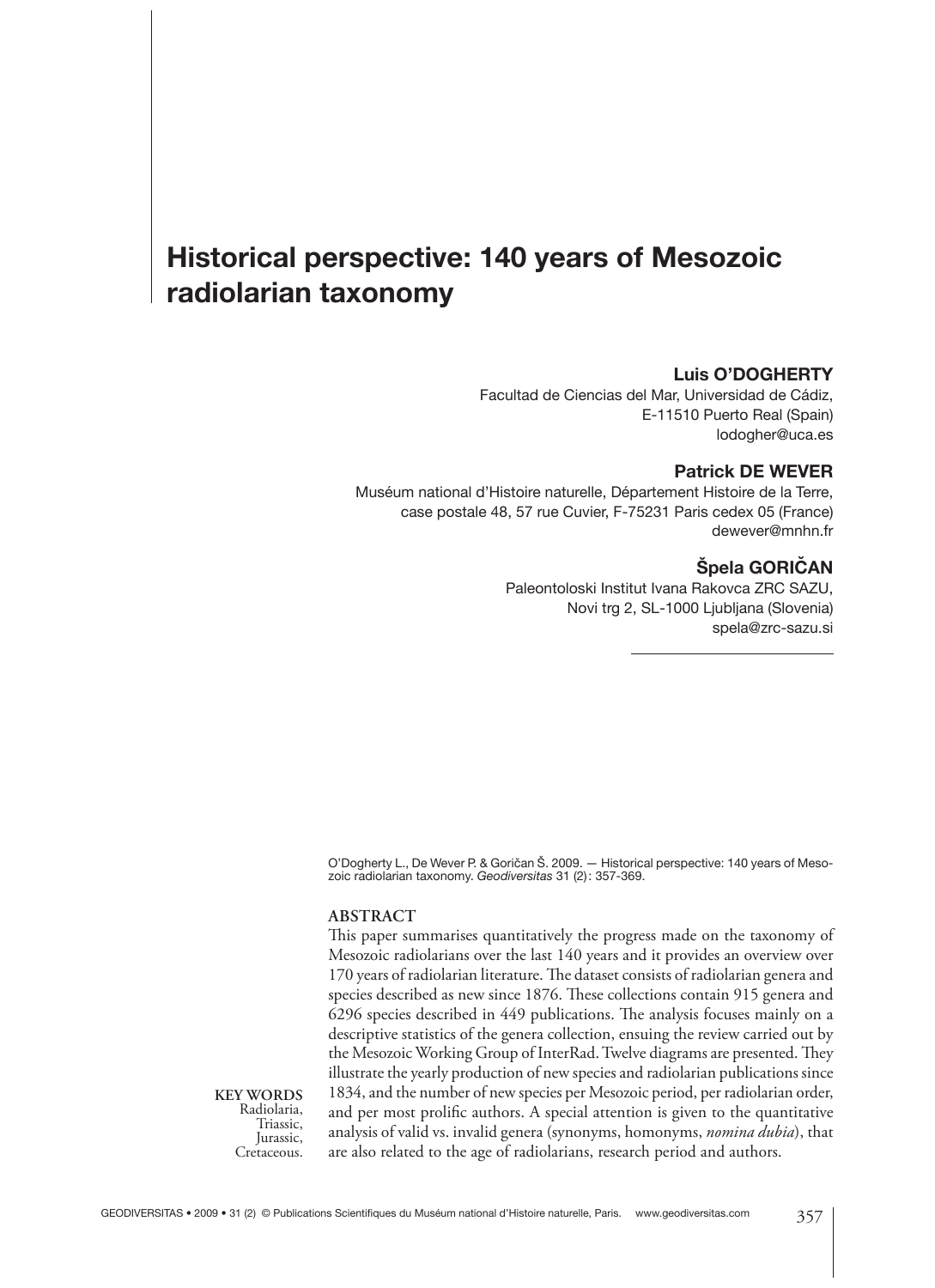# Historical perspective: 140 years of Mesozoic radiolarian taxonomy

**Luis O'DOGHERTY**

Facultad de Ciencias del Mar, Universidad de Cádiz,
E-11510 Puerto Real (Spain)
lodogher@uca.es

**Patrick DE WEVER**

Muséum national d'Histoire naturelle, Département Histoire de la Terre,
case postale 48, 57 rue Cuvier, F-75231 Paris cedex 05 (France)
dewever@mnhn.fr

**Špela GORIČAN**

Paleontoloski Institut Ivana Rakovca ZRC SAZU,
Novi trg 2, SL-1000 Ljubljana (Slovenia)
spela@zrc-sazu.si

O'Dogherty L., De Wever P. & Goričan Š. 2009. — Historical perspective: 140 years of Mesozoic radiolarian taxonomy. *Geodiversitas* 31 (2): 357-369.

## ABSTRACT

This paper summarises quantitatively the progress made on the taxonomy of Mesozoic radiolarians over the last 140 years and it provides an overview over 170 years of radiolarian literature. The dataset consists of radiolarian genera and species described as new since 1876. These collections contain 915 genera and 6296 species described in 449 publications. The analysis focuses mainly on a descriptive statistics of the genera collection, ensuing the review carried out by the Mesozoic Working Group of InterRad. Twelve diagrams are presented. They illustrate the yearly production of new species and radiolarian publications since 1834, and the number of new species per Mesozoic period, per radiolarian order, and per most prolific authors. A special attention is given to the quantitative analysis of valid vs. invalid genera (synonyms, homonyms, *nomina dubia*), that are also related to the age of radiolarians, research period and authors.

**KEY WORDS**
Radiolaria,
Triassic,
Jurassic,
Cretaceous.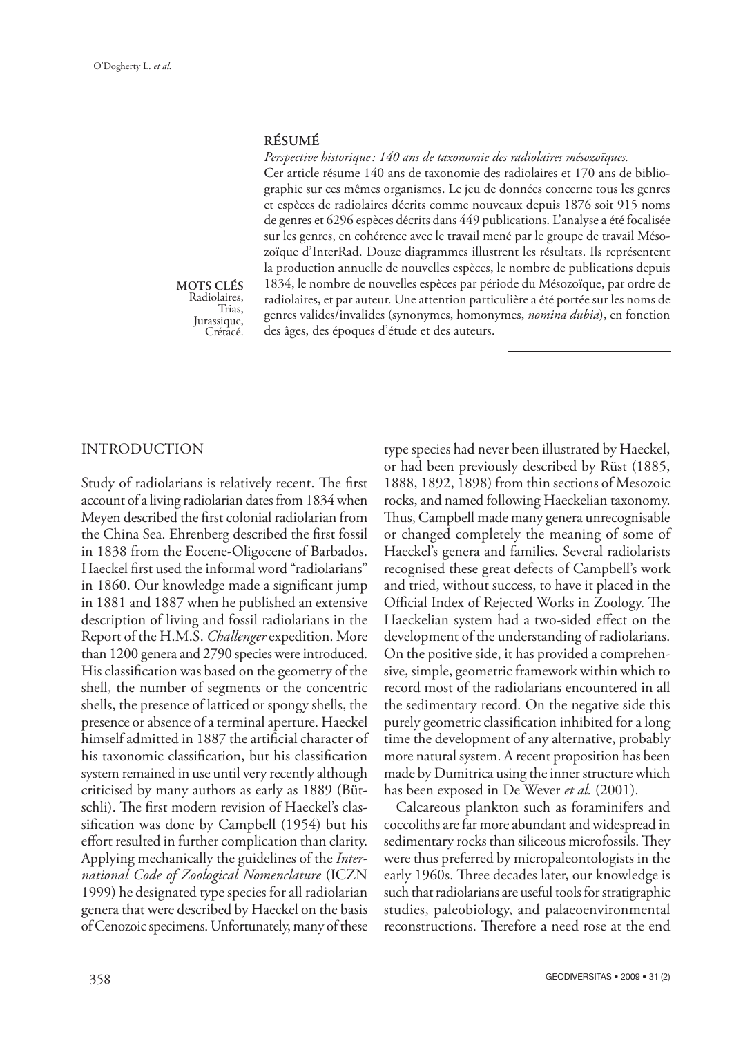## RÉSUMÉ

*Perspective historique : 140 ans de taxonomie des radiolaires mésozoïques.*

Cer article résume 140 ans de taxonomie des radiolaires et 170 ans de bibliographie sur ces mêmes organismes. Le jeu de données concerne tous les genres et espèces de radiolaires décrits comme nouveaux depuis 1876 soit 915 noms de genres et 6296 espèces décrits dans 449 publications. L'analyse a été focalisée sur les genres, en cohérence avec le travail mené par le groupe de travail Mésozoïque d'InterRad. Douze diagrammes illustrent les résultats. Ils représentent la production annuelle de nouvelles espèces, le nombre de publications depuis 1834, le nombre de nouvelles espèces par période du Mésozoïque, par ordre de radiolaires, et par auteur. Une attention particulière a été portée sur les noms de genres valides/invalides (synonymes, homonymes, *nomina dubia*), en fonction des âges, des époques d'étude et des auteurs.

**MOTS CLÉS**
Radiolaires,
Trias,
Jurassique,
Crétacé.

## INTRODUCTION

Study of radiolarians is relatively recent. The first account of a living radiolarian dates from 1834 when Meyen described the first colonial radiolarian from the China Sea. Ehrenberg described the first fossil in 1838 from the Eocene-Oligocene of Barbados. Haeckel first used the informal word "radiolarians" in 1860. Our knowledge made a significant jump in 1881 and 1887 when he published an extensive description of living and fossil radiolarians in the Report of the H.M.S. *Challenger* expedition. More than 1200 genera and 2790 species were introduced. His classification was based on the geometry of the shell, the number of segments or the concentric shells, the presence of latticed or spongy shells, the presence or absence of a terminal aperture. Haeckel himself admitted in 1887 the artificial character of his taxonomic classification, but his classification system remained in use until very recently although criticised by many authors as early as 1889 (Bütschli). The first modern revision of Haeckel's classification was done by Campbell (1954) but his effort resulted in further complication than clarity. Applying mechanically the guidelines of the *International Code of Zoological Nomenclature* (ICZN 1999) he designated type species for all radiolarian genera that were described by Haeckel on the basis of Cenozoic specimens. Unfortunately, many of these type species had never been illustrated by Haeckel, or had been previously described by Rüst (1885, 1888, 1892, 1898) from thin sections of Mesozoic rocks, and named following Haeckelian taxonomy. Thus, Campbell made many genera unrecognisable or changed completely the meaning of some of Haeckel's genera and families. Several radiolarists recognised these great defects of Campbell's work and tried, without success, to have it placed in the Official Index of Rejected Works in Zoology. The Haeckelian system had a two-sided effect on the development of the understanding of radiolarians. On the positive side, it has provided a comprehensive, simple, geometric framework within which to record most of the radiolarians encountered in all the sedimentary record. On the negative side this purely geometric classification inhibited for a long time the development of any alternative, probably more natural system. A recent proposition has been made by Dumitrica using the inner structure which has been exposed in De Wever *et al.* (2001).

Calcareous plankton such as foraminifers and coccoliths are far more abundant and widespread in sedimentary rocks than siliceous microfossils. They were thus preferred by micropaleontologists in the early 1960s. Three decades later, our knowledge is such that radiolarians are useful tools for stratigraphic studies, paleobiology, and palaeoenvironmental reconstructions. Therefore a need rose at the end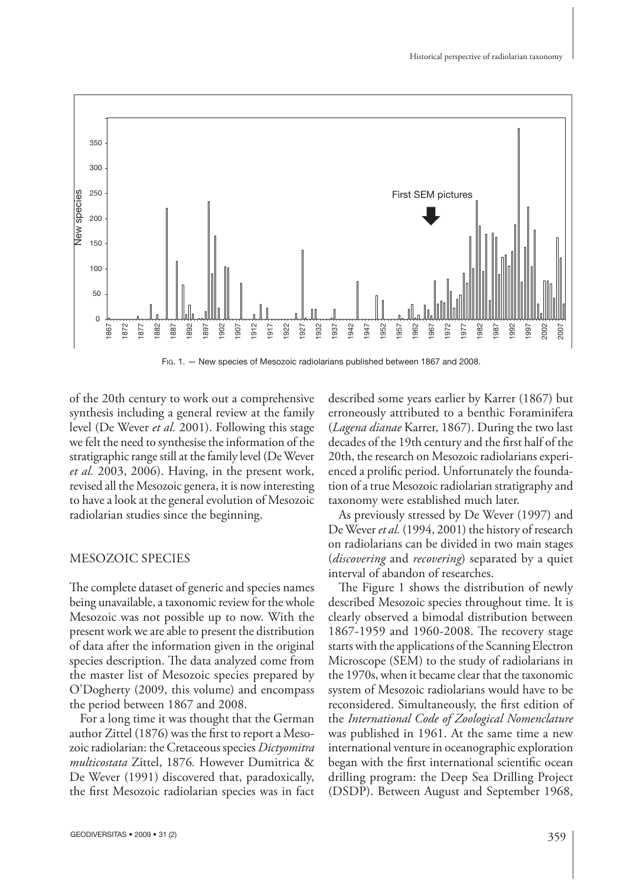Fig. 1. — New species of Mesozoic radiolarians published between 1867 and 2008.

of the 20th century to work out a comprehensive synthesis including a general review at the family level (De Wever *et al.* 2001). Following this stage we felt the need to synthesise the information of the stratigraphic range still at the family level (De Wever *et al.* 2003, 2006). Having, in the present work, revised all the Mesozoic genera, it is now interesting to have a look at the general evolution of Mesozoic radiolarian studies since the beginning.

## MESOZOIC SPECIES

The complete dataset of generic and species names being unavailable, a taxonomic review for the whole Mesozoic was not possible up to now. With the present work we are able to present the distribution of data after the information given in the original species description. The data analyzed come from the master list of Mesozoic species prepared by O'Dogherty (2009, this volume) and encompass the period between 1867 and 2008.

For a long time it was thought that the German author Zittel (1876) was the first to report a Mesozoic radiolarian: the Cretaceous species *Dictyomitra multicostata* Zittel, 1876*.* However Dumitrica & De Wever (1991) discovered that, paradoxically, the first Mesozoic radiolarian species was in fact described some years earlier by Karrer (1867) but erroneously attributed to a benthic Foraminifera (*Lagena dianae* Karrer, 1867). During the two last decades of the 19th century and the first half of the 20th, the research on Mesozoic radiolarians experienced a prolific period. Unfortunately the foundation of a true Mesozoic radiolarian stratigraphy and taxonomy were established much later.

As previously stressed by De Wever (1997) and De Wever *et al.* (1994, 2001) the history of research on radiolarians can be divided in two main stages (*discovering* and *recovering*) separated by a quiet interval of abandon of researches.

The Figure 1 shows the distribution of newly described Mesozoic species throughout time. It is clearly observed a bimodal distribution between 1867-1959 and 1960-2008. The recovery stage starts with the applications of the Scanning Electron Microscope (SEM) to the study of radiolarians in the 1970s, when it became clear that the taxonomic system of Mesozoic radiolarians would have to be reconsidered. Simultaneously, the first edition of the *International Code of Zoological Nomenclature* was published in 1961. At the same time a new international venture in oceanographic exploration began with the first international scientific ocean drilling program: the Deep Sea Drilling Project (DSDP). Between August and September 1968,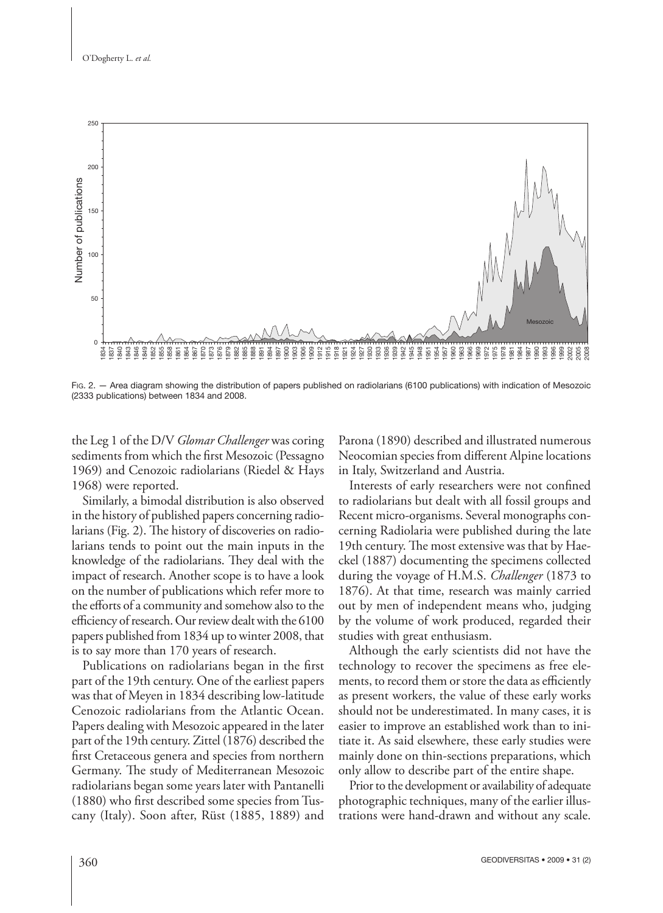FIG. 2. — Area diagram showing the distribution of papers published on radiolarians (6100 publications) with indication of Mesozoic (2333 publications) between 1834 and 2008.

the Leg 1 of the D/V *Glomar Challenger* was coring sediments from which the first Mesozoic (Pessagno 1969) and Cenozoic radiolarians (Riedel & Hays 1968) were reported.

Similarly, a bimodal distribution is also observed in the history of published papers concerning radiolarians (Fig. 2). The history of discoveries on radiolarians tends to point out the main inputs in the knowledge of the radiolarians. They deal with the impact of research. Another scope is to have a look on the number of publications which refer more to the efforts of a community and somehow also to the efficiency of research. Our review dealt with the 6100 papers published from 1834 up to winter 2008, that is to say more than 170 years of research.

Publications on radiolarians began in the first part of the 19th century. One of the earliest papers was that of Meyen in 1834 describing low-latitude Cenozoic radiolarians from the Atlantic Ocean. Papers dealing with Mesozoic appeared in the later part of the 19th century. Zittel (1876) described the first Cretaceous genera and species from northern Germany. The study of Mediterranean Mesozoic radiolarians began some years later with Pantanelli (1880) who first described some species from Tuscany (Italy). Soon after, Rüst (1885, 1889) and Parona (1890) described and illustrated numerous Neocomian species from different Alpine locations in Italy, Switzerland and Austria.

Interests of early researchers were not confined to radiolarians but dealt with all fossil groups and Recent micro-organisms. Several monographs concerning Radiolaria were published during the late 19th century. The most extensive was that by Haeckel (1887) documenting the specimens collected during the voyage of H.M.S. *Challenger* (1873 to 1876). At that time, research was mainly carried out by men of independent means who, judging by the volume of work produced, regarded their studies with great enthusiasm.

Although the early scientists did not have the technology to recover the specimens as free elements, to record them or store the data as efficiently as present workers, the value of these early works should not be underestimated. In many cases, it is easier to improve an established work than to initiate it. As said elsewhere, these early studies were mainly done on thin-sections preparations, which only allow to describe part of the entire shape.

Prior to the development or availability of adequate photographic techniques, many of the earlier illustrations were hand-drawn and without any scale.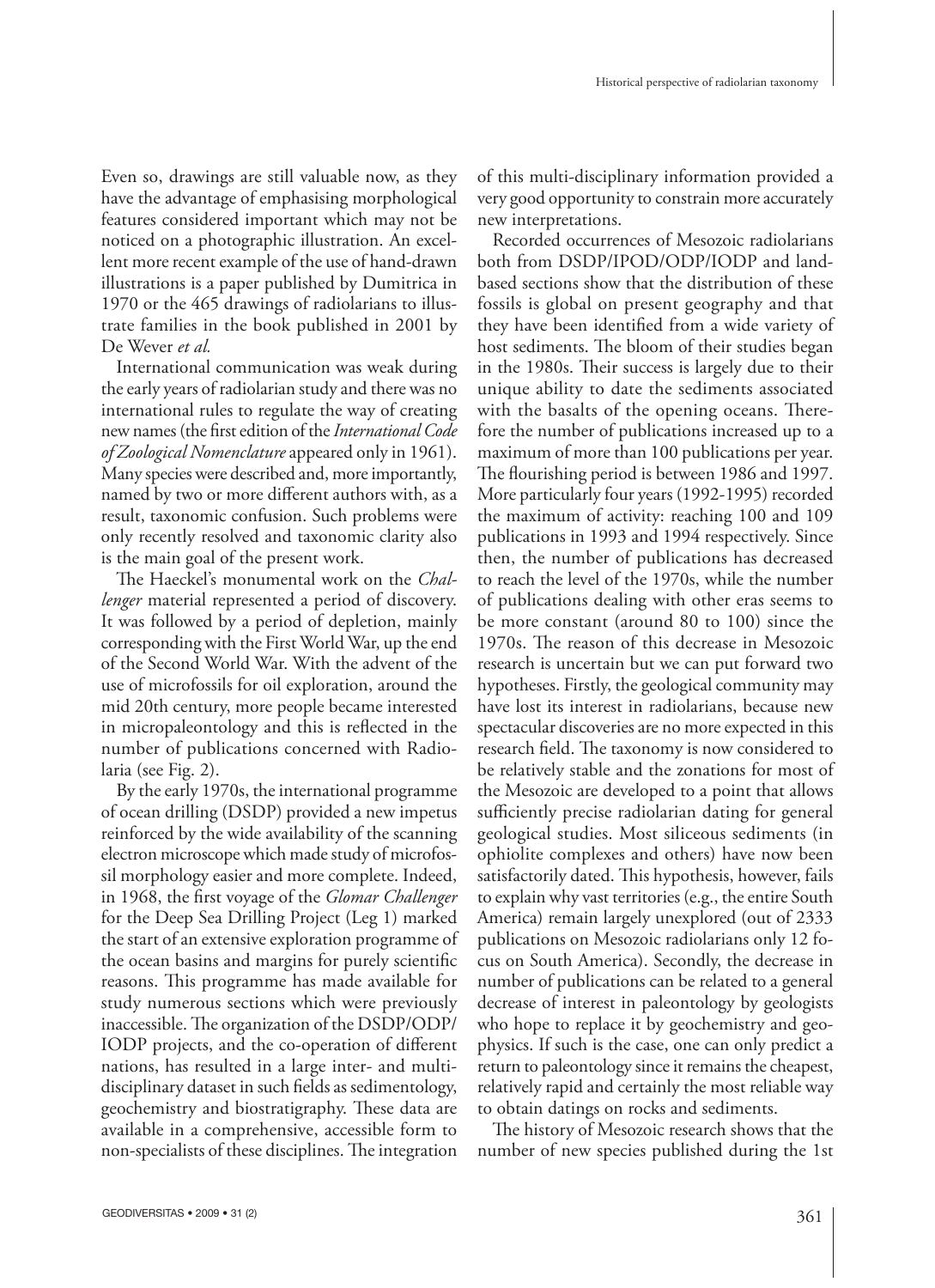Even so, drawings are still valuable now, as they have the advantage of emphasising morphological features considered important which may not be noticed on a photographic illustration. An excellent more recent example of the use of hand-drawn illustrations is a paper published by Dumitrica in 1970 or the 465 drawings of radiolarians to illustrate families in the book published in 2001 by De Wever *et al.*

International communication was weak during the early years of radiolarian study and there was no international rules to regulate the way of creating new names (the first edition of the *International Code of Zoological Nomenclature* appeared only in 1961). Many species were described and, more importantly, named by two or more different authors with, as a result, taxonomic confusion. Such problems were only recently resolved and taxonomic clarity also is the main goal of the present work.

The Haeckel's monumental work on the *Challenger* material represented a period of discovery. It was followed by a period of depletion, mainly corresponding with the First World War, up the end of the Second World War. With the advent of the use of microfossils for oil exploration, around the mid 20th century, more people became interested in micropaleontology and this is reflected in the number of publications concerned with Radiolaria (see Fig. 2).

By the early 1970s, the international programme of ocean drilling (DSDP) provided a new impetus reinforced by the wide availability of the scanning electron microscope which made study of microfossil morphology easier and more complete. Indeed, in 1968, the first voyage of the *Glomar Challenger* for the Deep Sea Drilling Project (Leg 1) marked the start of an extensive exploration programme of the ocean basins and margins for purely scientific reasons. This programme has made available for study numerous sections which were previously inaccessible. The organization of the DSDP/ODP/IODP projects, and the co-operation of different nations, has resulted in a large inter- and multi-disciplinary dataset in such fields as sedimentology, geochemistry and biostratigraphy. These data are available in a comprehensive, accessible form to non-specialists of these disciplines. The integration of this multi-disciplinary information provided a very good opportunity to constrain more accurately new interpretations.

Recorded occurrences of Mesozoic radiolarians both from DSDP/IPOD/ODP/IODP and land-based sections show that the distribution of these fossils is global on present geography and that they have been identified from a wide variety of host sediments. The bloom of their studies began in the 1980s. Their success is largely due to their unique ability to date the sediments associated with the basalts of the opening oceans. Therefore the number of publications increased up to a maximum of more than 100 publications per year. The flourishing period is between 1986 and 1997. More particularly four years (1992-1995) recorded the maximum of activity: reaching 100 and 109 publications in 1993 and 1994 respectively. Since then, the number of publications has decreased to reach the level of the 1970s, while the number of publications dealing with other eras seems to be more constant (around 80 to 100) since the 1970s. The reason of this decrease in Mesozoic research is uncertain but we can put forward two hypotheses. Firstly, the geological community may have lost its interest in radiolarians, because new spectacular discoveries are no more expected in this research field. The taxonomy is now considered to be relatively stable and the zonations for most of the Mesozoic are developed to a point that allows sufficiently precise radiolarian dating for general geological studies. Most siliceous sediments (in ophiolite complexes and others) have now been satisfactorily dated. This hypothesis, however, fails to explain why vast territories (e.g., the entire South America) remain largely unexplored (out of 2333 publications on Mesozoic radiolarians only 12 focus on South America). Secondly, the decrease in number of publications can be related to a general decrease of interest in paleontology by geologists who hope to replace it by geochemistry and geophysics. If such is the case, one can only predict a return to paleontology since it remains the cheapest, relatively rapid and certainly the most reliable way to obtain datings on rocks and sediments.

The history of Mesozoic research shows that the number of new species published during the 1st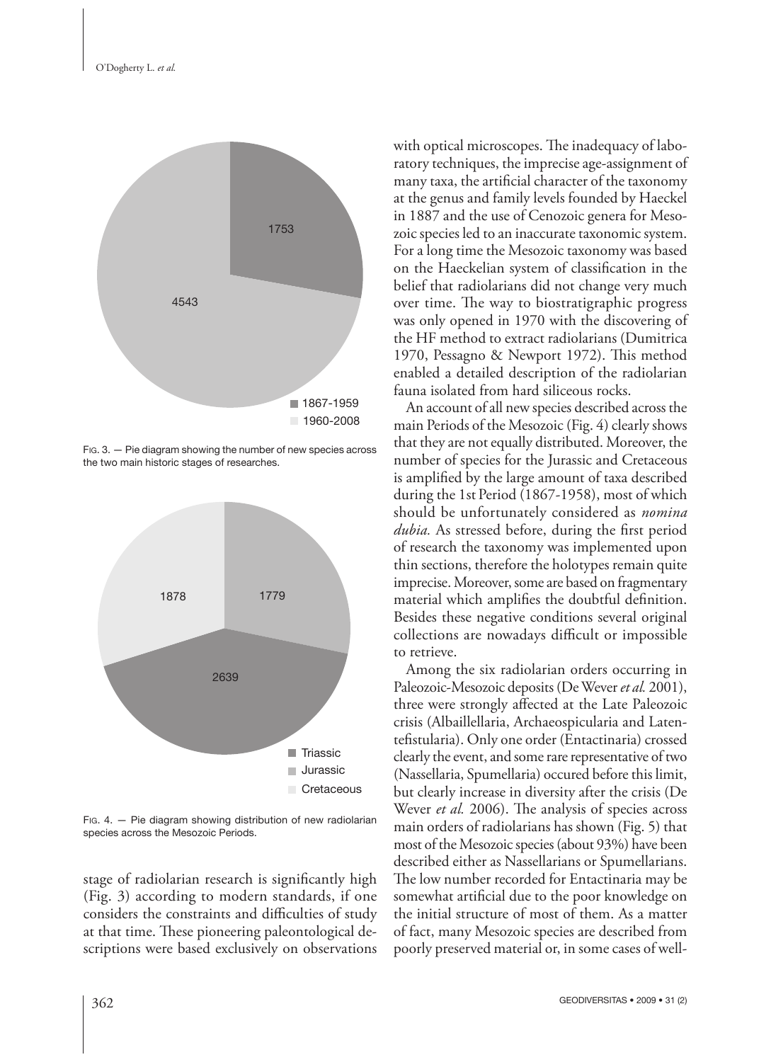FIG. 3. — Pie diagram showing the number of new species across the two main historic stages of researches.

FIG. 4. — Pie diagram showing distribution of new radiolarian species across the Mesozoic Periods.

stage of radiolarian research is significantly high (Fig. 3) according to modern standards, if one considers the constraints and difficulties of study at that time. These pioneering paleontological descriptions were based exclusively on observations with optical microscopes. The inadequacy of laboratory techniques, the imprecise age-assignment of many taxa, the artificial character of the taxonomy at the genus and family levels founded by Haeckel in 1887 and the use of Cenozoic genera for Mesozoic species led to an inaccurate taxonomic system. For a long time the Mesozoic taxonomy was based on the Haeckelian system of classification in the belief that radiolarians did not change very much over time. The way to biostratigraphic progress was only opened in 1970 with the discovering of the HF method to extract radiolarians (Dumitrica 1970, Pessagno & Newport 1972). This method enabled a detailed description of the radiolarian fauna isolated from hard siliceous rocks.

An account of all new species described across the main Periods of the Mesozoic (Fig. 4) clearly shows that they are not equally distributed. Moreover, the number of species for the Jurassic and Cretaceous is amplified by the large amount of taxa described during the 1st Period (1867-1958), most of which should be unfortunately considered as *nomina dubia.* As stressed before, during the first period of research the taxonomy was implemented upon thin sections, therefore the holotypes remain quite imprecise. Moreover, some are based on fragmentary material which amplifies the doubtful definition. Besides these negative conditions several original collections are nowadays difficult or impossible to retrieve.

Among the six radiolarian orders occurring in Paleozoic-Mesozoic deposits (De Wever *et al.* 2001), three were strongly affected at the Late Paleozoic crisis (Albaillellaria, Archaeospicularia and Latentefistularia). Only one order (Entactinaria) crossed clearly the event, and some rare representative of two (Nassellaria, Spumellaria) occured before this limit, but clearly increase in diversity after the crisis (De Wever *et al.* 2006). The analysis of species across main orders of radiolarians has shown (Fig. 5) that most of the Mesozoic species (about 93%) have been described either as Nassellarians or Spumellarians. The low number recorded for Entactinaria may be somewhat artificial due to the poor knowledge on the initial structure of most of them. As a matter of fact, many Mesozoic species are described from poorly preserved material or, in some cases of well-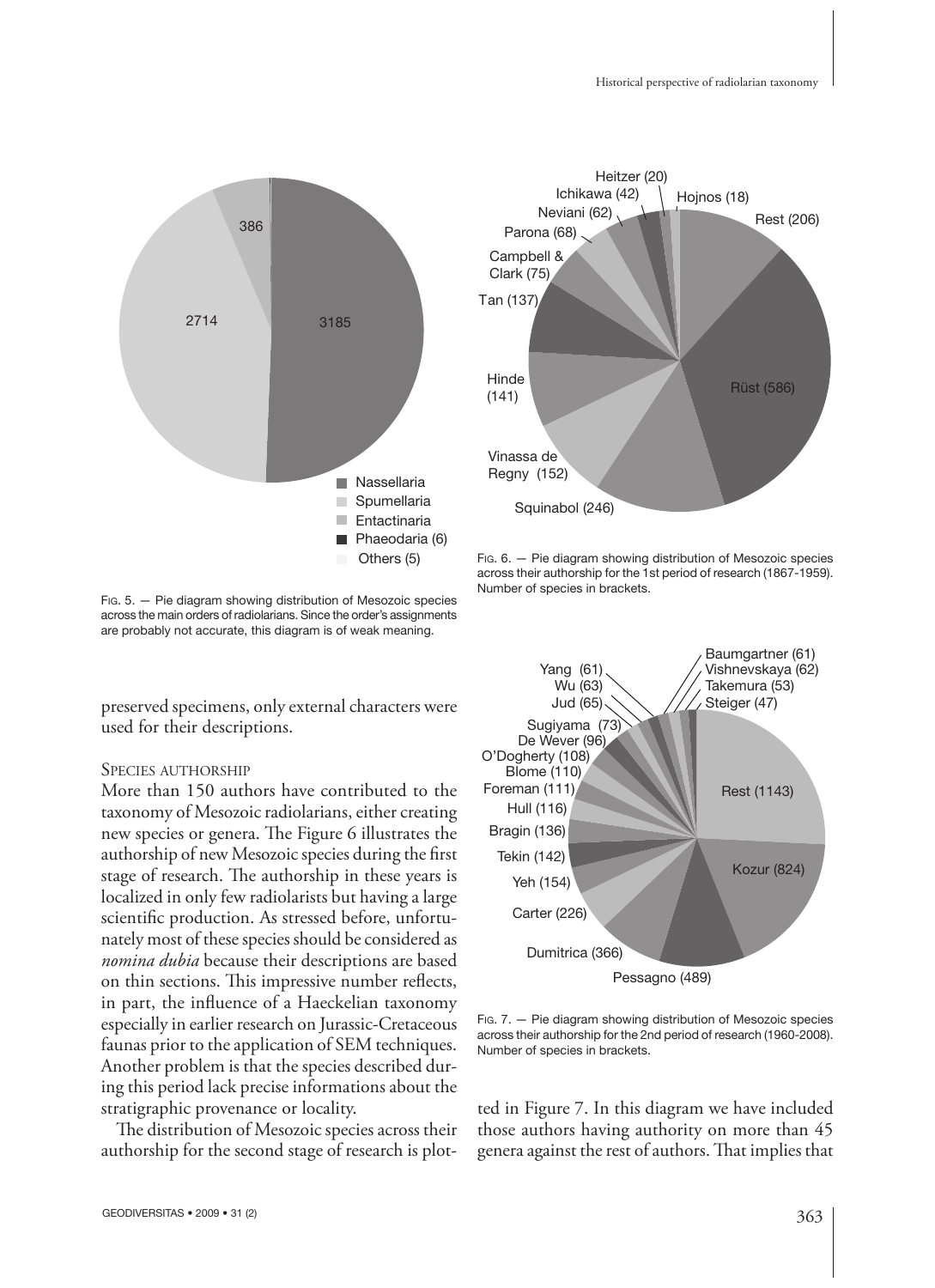Fig. 5. — Pie diagram showing distribution of Mesozoic species across the main orders of radiolarians. Since the order's assignments are probably not accurate, this diagram is of weak meaning.

Fig. 6. — Pie diagram showing distribution of Mesozoic species across their authorship for the 1st period of research (1867-1959). Number of species in brackets.

Fig. 7. — Pie diagram showing distribution of Mesozoic species across their authorship for the 2nd period of research (1960-2008). Number of species in brackets.

preserved specimens, only external characters were used for their descriptions.

### Species authorship

More than 150 authors have contributed to the taxonomy of Mesozoic radiolarians, either creating new species or genera. The Figure 6 illustrates the authorship of new Mesozoic species during the first stage of research. The authorship in these years is localized in only few radiolarists but having a large scientific production. As stressed before, unfortunately most of these species should be considered as *nomina dubia* because their descriptions are based on thin sections. This impressive number reflects, in part, the influence of a Haeckelian taxonomy especially in earlier research on Jurassic-Cretaceous faunas prior to the application of SEM techniques. Another problem is that the species described during this period lack precise informations about the stratigraphic provenance or locality.

The distribution of Mesozoic species across their authorship for the second stage of research is plotted in Figure 7. In this diagram we have included those authors having authority on more than 45 genera against the rest of authors. That implies that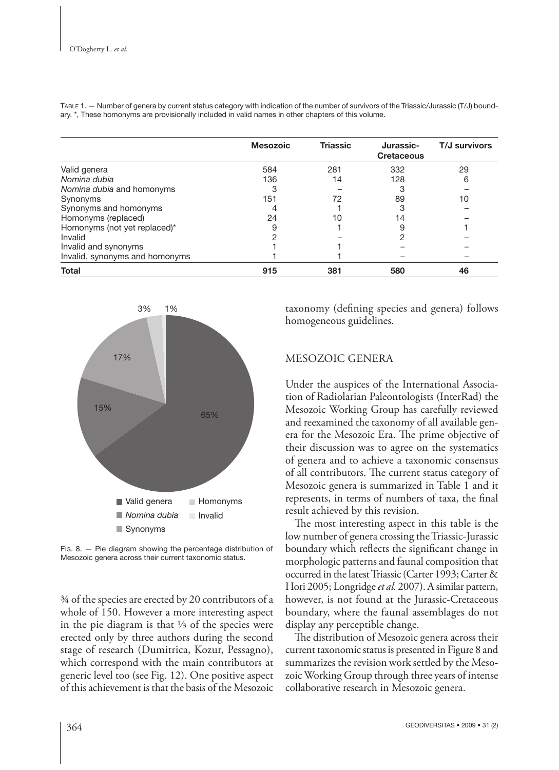TABLE 1. — Number of genera by current status category with indication of the number of survivors of the Triassic/Jurassic (T/J) boundary. *, These homonyms are provisionally included in valid names in other chapters of this volume.

| | **Mesozoic** | **Triassic** | **Jurassic-Cretaceous** | **T/J survivors** |
|---|---|---|---|---|
| Valid genera | 584 | 281 | 332 | 29 |
| *Nomina dubia* | 136 | 14 | 128 | 6 |
| *Nomina dubia* and homonyms | 3 | – | 3 | – |
| Synonyms | 151 | 72 | 89 | 10 |
| Synonyms and homonyms | 4 | 1 | 3 | – |
| Homonyms (replaced) | 24 | 10 | 14 | – |
| Homonyms (not yet replaced)* | 9 | 1 | 9 | 1 |
| Invalid | 2 | – | 2 | – |
| Invalid and synonyms | 1 | 1 | – | – |
| Invalid, synonyms and homonyms | 1 | 1 | – | – |
| **Total** | **915** | **381** | **580** | **46** |

FIG. 8. — Pie diagram showing the percentage distribution of Mesozoic genera across their current taxonomic status.

¾ of the species are erected by 20 contributors of a whole of 150. However a more interesting aspect in the pie diagram is that ⅓ of the species were erected only by three authors during the second stage of research (Dumitrica, Kozur, Pessagno), which correspond with the main contributors at generic level too (see Fig. 12). One positive aspect of this achievement is that the basis of the Mesozoic taxonomy (defining species and genera) follows homogeneous guidelines.

## MESOZOIC GENERA

Under the auspices of the International Association of Radiolarian Paleontologists (InterRad) the Mesozoic Working Group has carefully reviewed and reexamined the taxonomy of all available genera for the Mesozoic Era. The prime objective of their discussion was to agree on the systematics of genera and to achieve a taxonomic consensus of all contributors. The current status category of Mesozoic genera is summarized in Table 1 and it represents, in terms of numbers of taxa, the final result achieved by this revision.

The most interesting aspect in this table is the low number of genera crossing the Triassic-Jurassic boundary which reflects the significant change in morphologic patterns and faunal composition that occurred in the latest Triassic (Carter 1993; Carter & Hori 2005; Longridge *et al.* 2007). A similar pattern, however, is not found at the Jurassic-Cretaceous boundary, where the faunal assemblages do not display any perceptible change.

The distribution of Mesozoic genera across their current taxonomic status is presented in Figure 8 and summarizes the revision work settled by the Mesozoic Working Group through three years of intense collaborative research in Mesozoic genera.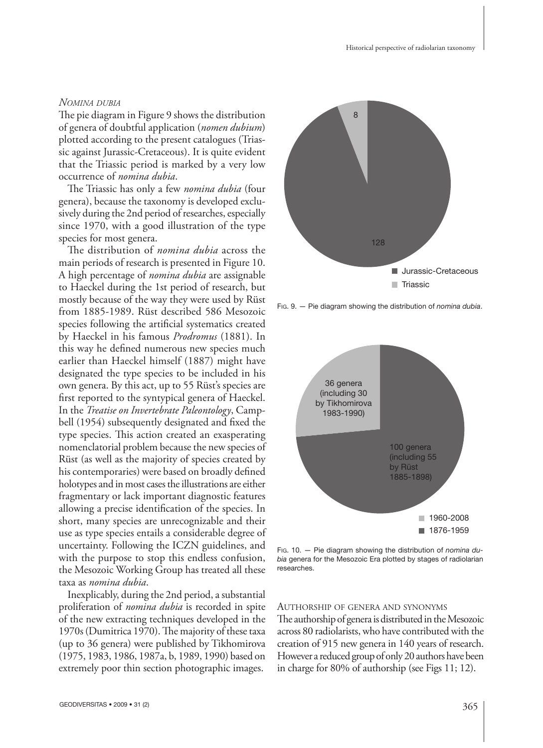### *Nomina dubia*

The pie diagram in Figure 9 shows the distribution of genera of doubtful application (*nomen dubium*) plotted according to the present catalogues (Triassic against Jurassic-Cretaceous). It is quite evident that the Triassic period is marked by a very low occurrence of *nomina dubia*.

The Triassic has only a few *nomina dubia* (four genera), because the taxonomy is developed exclusively during the 2nd period of researches, especially since 1970, with a good illustration of the type species for most genera.

The distribution of *nomina dubia* across the main periods of research is presented in Figure 10. A high percentage of *nomina dubia* are assignable to Haeckel during the 1st period of research, but mostly because of the way they were used by Rüst from 1885-1989. Rüst described 586 Mesozoic species following the artificial systematics created by Haeckel in his famous *Prodromus* (1881). In this way he defined numerous new species much earlier than Haeckel himself (1887) might have designated the type species to be included in his own genera. By this act, up to 55 Rüst's species are first reported to the syntypical genera of Haeckel. In the *Treatise on Invertebrate Paleontology*, Campbell (1954) subsequently designated and fixed the type species. This action created an exasperating nomenclatorial problem because the new species of Rüst (as well as the majority of species created by his contemporaries) were based on broadly defined holotypes and in most cases the illustrations are either fragmentary or lack important diagnostic features allowing a precise identification of the species. In short, many species are unrecognizable and their use as type species entails a considerable degree of uncertainty. Following the ICZN guidelines, and with the purpose to stop this endless confusion, the Mesozoic Working Group has treated all these taxa as *nomina dubia*.

Inexplicably, during the 2nd period, a substantial proliferation of *nomina dubia* is recorded in spite of the new extracting techniques developed in the 1970s (Dumitrica 1970). The majority of these taxa (up to 36 genera) were published by Tikhomirova (1975, 1983, 1986, 1987a, b, 1989, 1990) based on extremely poor thin section photographic images.

8

128

Jurassic-Cretaceous
Triassic

Fig. 9. — Pie diagram showing the distribution of *nomina dubia*.

36 genera (including 30 by Tikhomirova 1983-1990)

100 genera (including 55 by Rüst 1885-1898)

1960-2008
1876-1959

Fig. 10. — Pie diagram showing the distribution of *nomina dubia* genera for the Mesozoic Era plotted by stages of radiolarian researches.

### Authorship of genera and synonyms

The authorship of genera is distributed in the Mesozoic across 80 radiolarists, who have contributed with the creation of 915 new genera in 140 years of research. However a reduced group of only 20 authors have been in charge for 80% of authorship (see Figs 11; 12).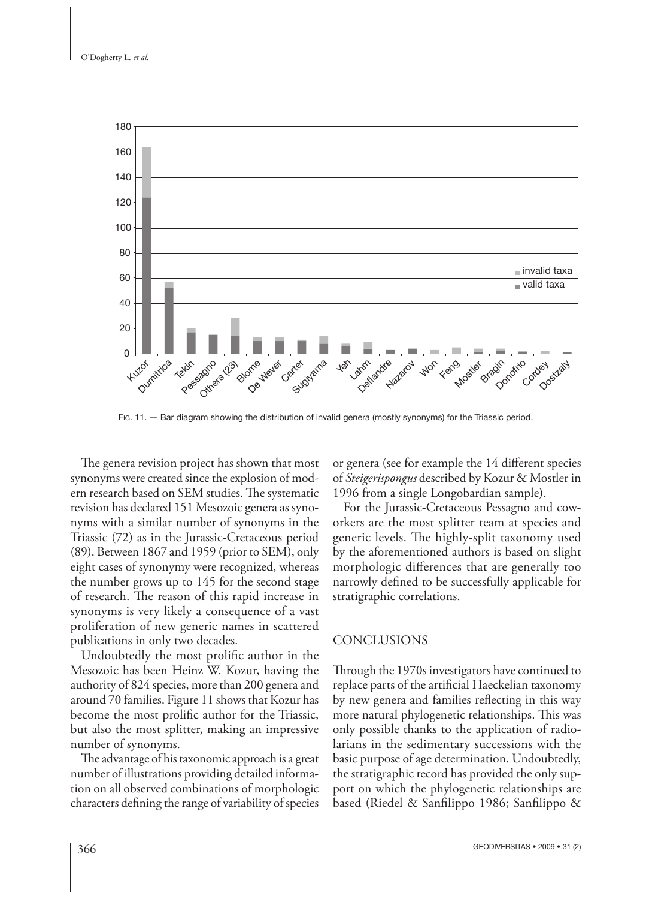Fig. 11. — Bar diagram showing the distribution of invalid genera (mostly synonyms) for the Triassic period.

The genera revision project has shown that most synonyms were created since the explosion of modern research based on SEM studies. The systematic revision has declared 151 Mesozoic genera as synonyms with a similar number of synonyms in the Triassic (72) as in the Jurassic-Cretaceous period (89). Between 1867 and 1959 (prior to SEM), only eight cases of synonymy were recognized, whereas the number grows up to 145 for the second stage of research. The reason of this rapid increase in synonyms is very likely a consequence of a vast proliferation of new generic names in scattered publications in only two decades.

Undoubtedly the most prolific author in the Mesozoic has been Heinz W. Kozur, having the authority of 824 species, more than 200 genera and around 70 families. Figure 11 shows that Kozur has become the most prolific author for the Triassic, but also the most splitter, making an impressive number of synonyms.

The advantage of his taxonomic approach is a great number of illustrations providing detailed information on all observed combinations of morphologic characters defining the range of variability of species or genera (see for example the 14 different species of *Steigerispongus* described by Kozur & Mostler in 1996 from a single Longobardian sample).

For the Jurassic-Cretaceous Pessagno and coworkers are the most splitter team at species and generic levels. The highly-split taxonomy used by the aforementioned authors is based on slight morphologic differences that are generally too narrowly defined to be successfully applicable for stratigraphic correlations.

## CONCLUSIONS

Through the 1970s investigators have continued to replace parts of the artificial Haeckelian taxonomy by new genera and families reflecting in this way more natural phylogenetic relationships. This was only possible thanks to the application of radiolarians in the sedimentary successions with the basic purpose of age determination. Undoubtedly, the stratigraphic record has provided the only support on which the phylogenetic relationships are based (Riedel & Sanfilippo 1986; Sanfilippo &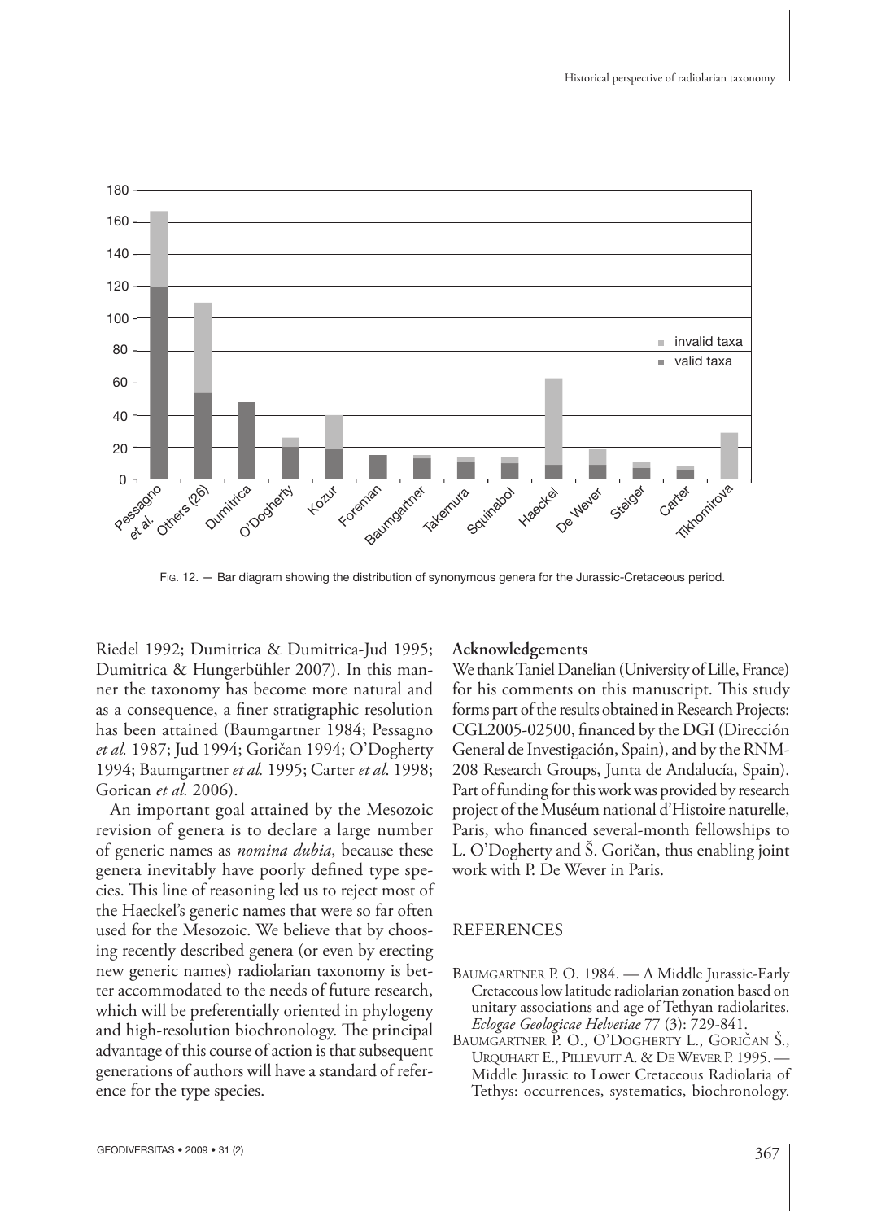FIG. 12. — Bar diagram showing the distribution of synonymous genera for the Jurassic-Cretaceous period.

Riedel 1992; Dumitrica & Dumitrica-Jud 1995; Dumitrica & Hungerbühler 2007). In this manner the taxonomy has become more natural and as a consequence, a finer stratigraphic resolution has been attained (Baumgartner 1984; Pessagno *et al.* 1987; Jud 1994; Goričan 1994; O'Dogherty 1994; Baumgartner *et al.* 1995; Carter *et al.* 1998; Gorican *et al.* 2006).

An important goal attained by the Mesozoic revision of genera is to declare a large number of generic names as *nomina dubia*, because these genera inevitably have poorly defined type species. This line of reasoning led us to reject most of the Haeckel's generic names that were so far often used for the Mesozoic. We believe that by choosing recently described genera (or even by erecting new generic names) radiolarian taxonomy is better accommodated to the needs of future research, which will be preferentially oriented in phylogeny and high-resolution biochronology. The principal advantage of this course of action is that subsequent generations of authors will have a standard of reference for the type species.

## Acknowledgements

We thank Taniel Danelian (University of Lille, France) for his comments on this manuscript. This study forms part of the results obtained in Research Projects: CGL2005-02500, financed by the DGI (Dirección General de Investigación, Spain), and by the RNM-208 Research Groups, Junta de Andalucía, Spain). Part of funding for this work was provided by research project of the Muséum national d'Histoire naturelle, Paris, who financed several-month fellowships to L. O'Dogherty and Š. Goričan, thus enabling joint work with P. De Wever in Paris.

## REFERENCES

BAUMGARTNER P. O. 1984. — A Middle Jurassic-Early Cretaceous low latitude radiolarian zonation based on unitary associations and age of Tethyan radiolarites. *Eclogae Geologicae Helvetiae* 77 (3): 729-841.

BAUMGARTNER P. O., O'DOGHERTY L., GORIČAN Š., URQUHART E., PILLEVUIT A. & DE WEVER P. 1995. — Middle Jurassic to Lower Cretaceous Radiolaria of Tethys: occurrences, systematics, biochronology.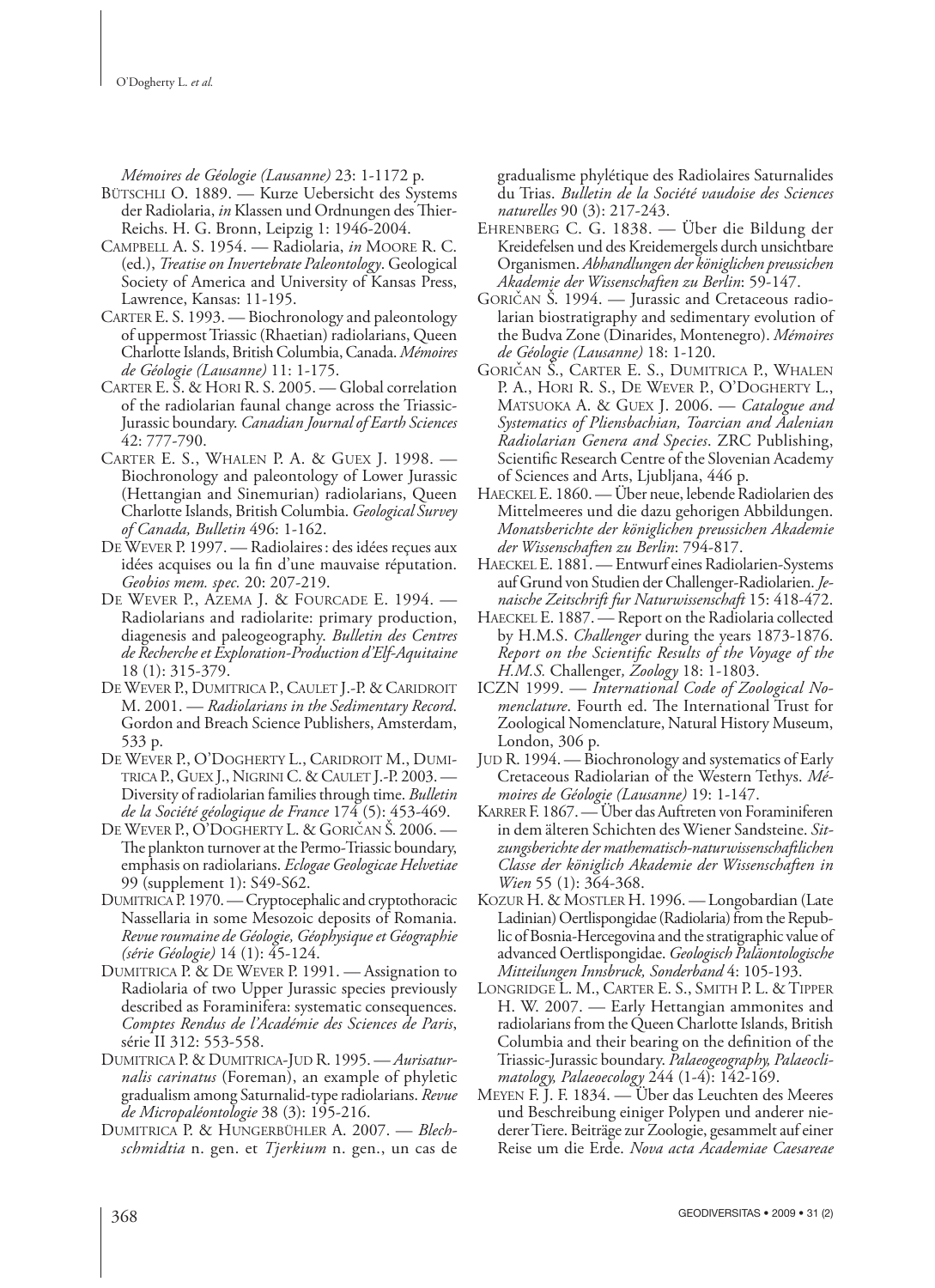*Mémoires de Géologie (Lausanne)* 23: 1-1172 p.

BÜTSCHLI O. 1889. — Kurze Uebersicht des Systems der Radiolaria, *in* Klassen und Ordnungen des Thier-Reichs. H. G. Bronn, Leipzig 1: 1946-2004.

CAMPBELL A. S. 1954. — Radiolaria, *in* MOORE R. C. (ed.), *Treatise on Invertebrate Paleontology*. Geological Society of America and University of Kansas Press, Lawrence, Kansas: 11-195.

CARTER E. S. 1993. — Biochronology and paleontology of uppermost Triassic (Rhaetian) radiolarians, Queen Charlotte Islands, British Columbia, Canada. *Mémoires de Géologie (Lausanne)* 11: 1-175.

CARTER E. S. & HORI R. S. 2005. — Global correlation of the radiolarian faunal change across the Triassic-Jurassic boundary. *Canadian Journal of Earth Sciences* 42: 777-790.

CARTER E. S., WHALEN P. A. & GUEX J. 1998. — Biochronology and paleontology of Lower Jurassic (Hettangian and Sinemurian) radiolarians, Queen Charlotte Islands, British Columbia. *Geological Survey of Canada, Bulletin* 496: 1-162.

DE WEVER P. 1997. — Radiolaires : des idées reçues aux idées acquises ou la fin d'une mauvaise réputation. *Geobios mem. spec.* 20: 207-219.

DE WEVER P., AZEMA J. & FOURCADE E. 1994. — Radiolarians and radiolarite: primary production, diagenesis and paleogeography. *Bulletin des Centres de Recherche et Exploration-Production d'Elf-Aquitaine* 18 (1): 315-379.

DE WEVER P., DUMITRICA P., CAULET J.-P. & CARIDROIT M. 2001. — *Radiolarians in the Sedimentary Record*. Gordon and Breach Science Publishers, Amsterdam, 533 p.

DE WEVER P., O'DOGHERTY L., CARIDROIT M., DUMITRICA P., GUEX J., NIGRINI C. & CAULET J.-P. 2003. — Diversity of radiolarian families through time. *Bulletin de la Société géologique de France* 174 (5): 453-469.

DE WEVER P., O'DOGHERTY L. & GORIČAN Š. 2006. — The plankton turnover at the Permo-Triassic boundary, emphasis on radiolarians. *Eclogae Geologicae Helvetiae* 99 (supplement 1): S49-S62.

DUMITRICA P. 1970. — Cryptocephalic and cryptothoracic Nassellaria in some Mesozoic deposits of Romania. *Revue roumaine de Géologie, Géophysique et Géographie (série Géologie)* 14 (1): 45-124.

DUMITRICA P. & DE WEVER P. 1991. — Assignation to Radiolaria of two Upper Jurassic species previously described as Foraminifera: systematic consequences. *Comptes Rendus de l'Académie des Sciences de Paris*, série II 312: 553-558.

DUMITRICA P. & DUMITRICA-JUD R. 1995. — *Aurisaturnalis carinatus* (Foreman), an example of phyletic gradualism among Saturnalid-type radiolarians. *Revue de Micropaléontologie* 38 (3): 195-216.

DUMITRICA P. & HUNGERBÜHLER A. 2007. — *Blechschmidtia* n. gen. et *Tjerkium* n. gen., un cas de gradualisme phylétique des Radiolaires Saturnalides du Trias. *Bulletin de la Société vaudoise des Sciences naturelles* 90 (3): 217-243.

EHRENBERG C. G. 1838. — Über die Bildung der Kreidefelsen und des Kreidemergels durch unsichtbare Organismen. *Abhandlungen der königlichen preussichen Akademie der Wissenschaften zu Berlin*: 59-147.

GORIČAN Š. 1994. — Jurassic and Cretaceous radiolarian biostratigraphy and sedimentary evolution of the Budva Zone (Dinarides, Montenegro). *Mémoires de Géologie (Lausanne)* 18: 1-120.

GORIČAN Š., CARTER E. S., DUMITRICA P., WHALEN P. A., HORI R. S., DE WEVER P., O'DOGHERTY L., MATSUOKA A. & GUEX J. 2006. — *Catalogue and Systematics of Pliensbachian, Toarcian and Aalenian Radiolarian Genera and Species*. ZRC Publishing, Scientific Research Centre of the Slovenian Academy of Sciences and Arts, Ljubljana, 446 p.

HAECKEL E. 1860. — Über neue, lebende Radiolarien des Mittelmeeres und die dazu gehorigen Abbildungen. *Monatsberichte der königlichen preussichen Akademie der Wissenschaften zu Berlin*: 794-817.

HAECKEL E. 1881. — Entwurf eines Radiolarien-Systems auf Grund von Studien der Challenger-Radiolarien. *Jenaische Zeitschrift fur Naturwissenschaft* 15: 418-472.

HAECKEL E. 1887. — Report on the Radiolaria collected by H.M.S. *Challenger* during the years 1873-1876. *Report on the Scientific Results of the Voyage of the H.M.S.* Challenger*, Zoology* 18: 1-1803.

ICZN 1999. — *International Code of Zoological Nomenclature*. Fourth ed. The International Trust for Zoological Nomenclature, Natural History Museum, London, 306 p.

JUD R. 1994. — Biochronology and systematics of Early Cretaceous Radiolarian of the Western Tethys. *Mémoires de Géologie (Lausanne)* 19: 1-147.

KARRER F. 1867. — Über das Auftreten von Foraminiferen in dem älteren Schichten des Wiener Sandsteine. *Sitzungsberichte der mathematisch-naturwissenschaftlichen Classe der königlich Akademie der Wissenschaften in Wien* 55 (1): 364-368.

KOZUR H. & MOSTLER H. 1996. — Longobardian (Late Ladinian) Oertlispongidae (Radiolaria) from the Republic of Bosnia-Hercegovina and the stratigraphic value of advanced Oertlispongidae. *Geologisch Paläontologische Mitteilungen Innsbruck, Sonderband* 4: 105-193.

LONGRIDGE L. M., CARTER E. S., SMITH P. L. & TIPPER H. W. 2007. — Early Hettangian ammonites and radiolarians from the Queen Charlotte Islands, British Columbia and their bearing on the definition of the Triassic-Jurassic boundary. *Palaeogeography, Palaeoclimatology, Palaeoecology* 244 (1-4): 142-169.

MEYEN F. J. F. 1834. — Über das Leuchten des Meeres und Beschreibung einiger Polypen und anderer niederer Tiere. Beiträge zur Zoologie, gesammelt auf einer Reise um die Erde. *Nova acta Academiae Caesareae*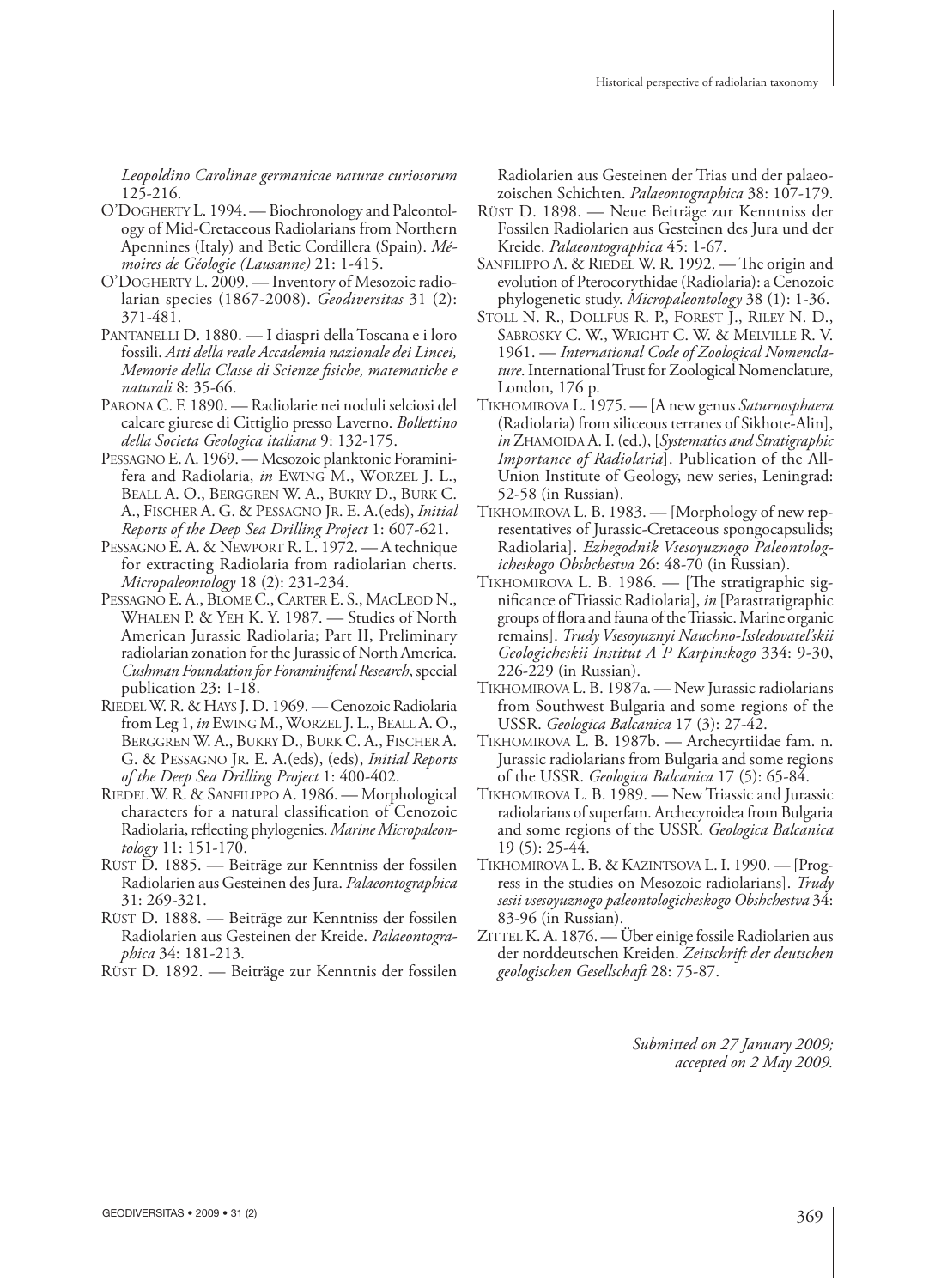*Leopoldino Carolinae germanicae naturae curiosorum* 125-216.

O'Dogherty L. 1994. — Biochronology and Paleontology of Mid-Cretaceous Radiolarians from Northern Apennines (Italy) and Betic Cordillera (Spain). *Mémoires de Géologie (Lausanne)* 21: 1-415.

O'Dogherty L. 2009. — Inventory of Mesozoic radiolarian species (1867-2008). *Geodiversitas* 31 (2): 371-481.

Pantanelli D. 1880. — I diaspri della Toscana e i loro fossili. *Atti della reale Accademia nazionale dei Lincei, Memorie della Classe di Scienze fisiche, matematiche e naturali* 8: 35-66.

Parona C. F. 1890. — Radiolarie nei noduli selciosi del calcare giurese di Cittiglio presso Laverno. *Bollettino della Societa Geologica italiana* 9: 132-175.

Pessagno E. A. 1969. — Mesozoic planktonic Foraminifera and Radiolaria, *in* Ewing M., Worzel J. L., Beall A. O., Berggren W. A., Bukry D., Burk C. A., Fischer A. G. & Pessagno Jr. E. A.(eds), *Initial Reports of the Deep Sea Drilling Project* 1: 607-621.

Pessagno E. A. & Newport R. L. 1972. — A technique for extracting Radiolaria from radiolarian cherts. *Micropaleontology* 18 (2): 231-234.

Pessagno E. A., Blome C., Carter E. S., MacLeod N., Whalen P. & Yeh K. Y. 1987. — Studies of North American Jurassic Radiolaria; Part II, Preliminary radiolarian zonation for the Jurassic of North America. *Cushman Foundation for Foraminiferal Research*, special publication 23: 1-18.

Riedel W. R. & Hays J. D. 1969. — Cenozoic Radiolaria from Leg 1, *in* Ewing M., Worzel J. L., Beall A. O., Berggren W. A., Bukry D., Burk C. A., Fischer A. G. & Pessagno Jr. E. A.(eds), (eds), *Initial Reports of the Deep Sea Drilling Project* 1: 400-402.

Riedel W. R. & Sanfilippo A. 1986. — Morphological characters for a natural classification of Cenozoic Radiolaria, reflecting phylogenies. *Marine Micropaleontology* 11: 151-170.

Rüst D. 1885. — Beiträge zur Kenntniss der fossilen Radiolarien aus Gesteinen des Jura. *Palaeontographica* 31: 269-321.

Rüst D. 1888. — Beiträge zur Kenntniss der fossilen Radiolarien aus Gesteinen der Kreide. *Palaeontographica* 34: 181-213.

Rüst D. 1892. — Beiträge zur Kenntnis der fossilen Radiolarien aus Gesteinen der Trias und der palaeozoischen Schichten. *Palaeontographica* 38: 107-179.

Rüst D. 1898. — Neue Beiträge zur Kenntniss der Fossilen Radiolarien aus Gesteinen des Jura und der Kreide. *Palaeontographica* 45: 1-67.

Sanfilippo A. & Riedel W. R. 1992. — The origin and evolution of Pterocorythidae (Radiolaria): a Cenozoic phylogenetic study. *Micropaleontology* 38 (1): 1-36.

Stoll N. R., Dollfus R. P., Forest J., Riley N. D., Sabrosky C. W., Wright C. W. & Melville R. V. 1961. — *International Code of Zoological Nomenclature*. International Trust for Zoological Nomenclature, London, 176 p.

Tikhomirova L. 1975. — [A new genus *Saturnosphaera* (Radiolaria) from siliceous terranes of Sikhote-Alin], *in* Zhamoida A. I. (ed.), [*Systematics and Stratigraphic Importance of Radiolaria*]. Publication of the All-Union Institute of Geology, new series, Leningrad: 52-58 (in Russian).

Tikhomirova L. B. 1983. — [Morphology of new representatives of Jurassic-Cretaceous spongocapsulids; Radiolaria]. *Ezhegodnik Vsesoyuznogo Paleontologicheskogo Obshchestva* 26: 48-70 (in Russian).

Tikhomirova L. B. 1986. — [The stratigraphic significance of Triassic Radiolaria], *in* [Parastratigraphic groups of flora and fauna of the Triassic. Marine organic remains]. *Trudy Vsesoyuznyi Nauchno-Issledovatel'skii Geologicheskii Institut A P Karpinskogo* 334: 9-30, 226-229 (in Russian).

Tikhomirova L. B. 1987a. — New Jurassic radiolarians from Southwest Bulgaria and some regions of the USSR. *Geologica Balcanica* 17 (3): 27-42.

Tikhomirova L. B. 1987b. — Archecyrtiidae fam. n. Jurassic radiolarians from Bulgaria and some regions of the USSR. *Geologica Balcanica* 17 (5): 65-84.

Tikhomirova L. B. 1989. — New Triassic and Jurassic radiolarians of superfam. Archecyroidea from Bulgaria and some regions of the USSR. *Geologica Balcanica* 19 (5): 25-44.

Tikhomirova L. B. & Kazintsova L. I. 1990. — [Progress in the studies on Mesozoic radiolarians]. *Trudy sesii vsesoyuznogo paleontologicheskogo Obshchestva* 34: 83-96 (in Russian).

Zittel K. A. 1876. — Über einige fossile Radiolarien aus der norddeutschen Kreiden. *Zeitschrift der deutschen geologischen Gesellschaft* 28: 75-87.

*Submitted on 27 January 2009; accepted on 2 May 2009.*